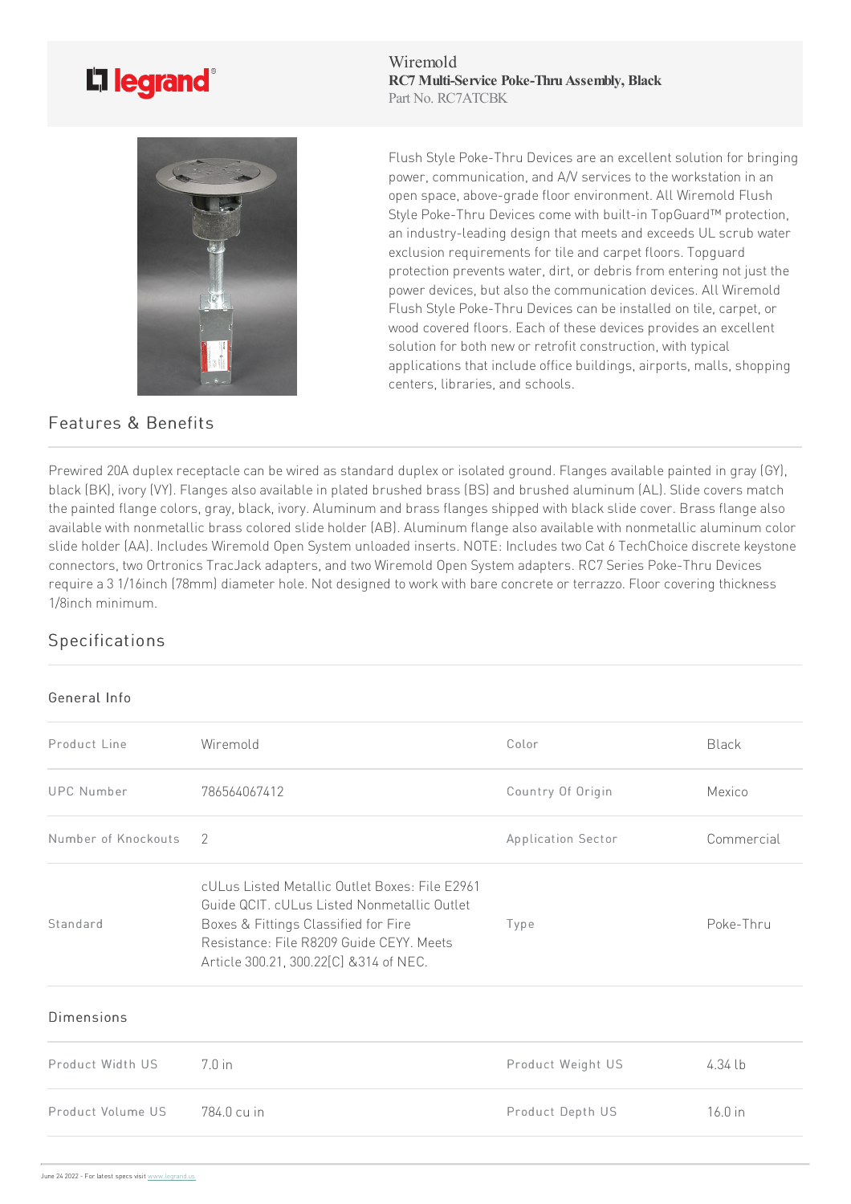legrand

Wiremold
**RC7 Multi-Service Poke-Thru Assembly, Black**
Part No. RC7ATCBK

Flush Style Poke-Thru Devices are an excellent solution for bringing power, communication, and A/V services to the workstation in an open space, above-grade floor environment. All Wiremold Flush Style Poke-Thru Devices come with built-in TopGuard™ protection, an industry-leading design that meets and exceeds UL scrub water exclusion requirements for tile and carpet floors. Topguard protection prevents water, dirt, or debris from entering not just the power devices, but also the communication devices. All Wiremold Flush Style Poke-Thru Devices can be installed on tile, carpet, or wood covered floors. Each of these devices provides an excellent solution for both new or retrofit construction, with typical applications that include office buildings, airports, malls, shopping centers, libraries, and schools.

## Features & Benefits

Prewired 20A duplex receptacle can be wired as standard duplex or isolated ground. Flanges available painted in gray (GY), black (BK), ivory (VY). Flanges also available in plated brushed brass (BS) and brushed aluminum (AL). Slide covers match the painted flange colors, gray, black, ivory. Aluminum and brass flanges shipped with black slide cover. Brass flange also available with nonmetallic brass colored slide holder (AB). Aluminum flange also available with nonmetallic aluminum color slide holder (AA). Includes Wiremold Open System unloaded inserts. NOTE: Includes two Cat 6 TechChoice discrete keystone connectors, two Ortronics TracJack adapters, and two Wiremold Open System adapters. RC7 Series Poke-Thru Devices require a 3 1/16inch (78mm) diameter hole. Not designed to work with bare concrete or terrazzo. Floor covering thickness 1/8inch minimum.

## Specifications

### General Info

| | | | |
|---|---|---|---|
| Product Line | Wiremold | Color | Black |
| UPC Number | 786564067412 | Country Of Origin | Mexico |
| Number of Knockouts | 2 | Application Sector | Commercial |
| Standard | cULus Listed Metallic Outlet Boxes: File E2961 Guide QCIT. cULus Listed Nonmetallic Outlet Boxes & Fittings Classified for Fire Resistance: File R8209 Guide CEYY. Meets Article 300.21, 300.22(C) &314 of NEC. | Type | Poke-Thru |

### Dimensions

| | | | |
|---|---|---|---|
| Product Width US | 7.0 in | Product Weight US | 4.34 lb |
| Product Volume US | 784.0 cu in | Product Depth US | 16.0 in |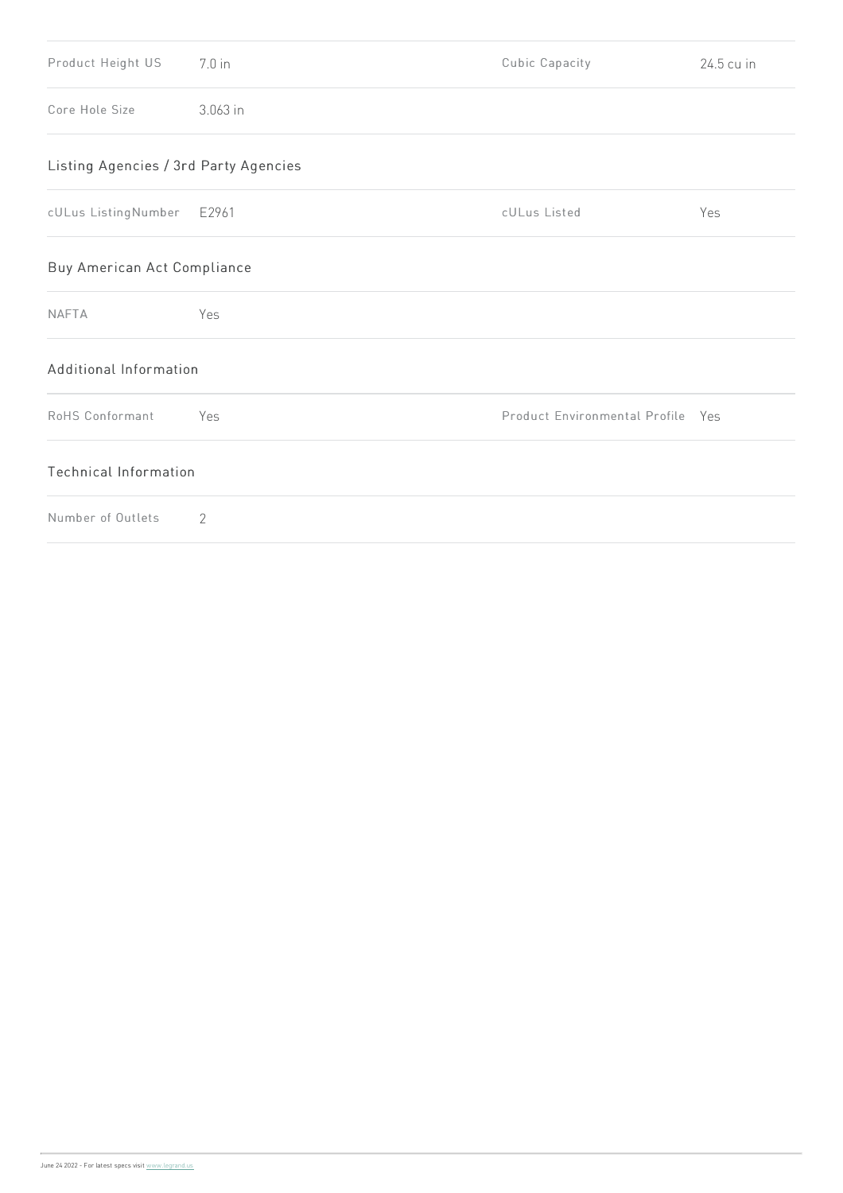| | | | |
|---|---|---|---|
| Product Height US | 7.0 in | Cubic Capacity | 24.5 cu in |
| Core Hole Size | 3.063 in | | |

## Listing Agencies / 3rd Party Agencies

| | | | |
|---|---|---|---|
| cULus ListingNumber | E2961 | cULus Listed | Yes |

## Buy American Act Compliance

| | |
|---|---|
| NAFTA | Yes |

## Additional Information

| | | | |
|---|---|---|---|
| RoHS Conformant | Yes | Product Environmental Profile | Yes |

## Technical Information

| | |
|---|---|
| Number of Outlets | 2 |